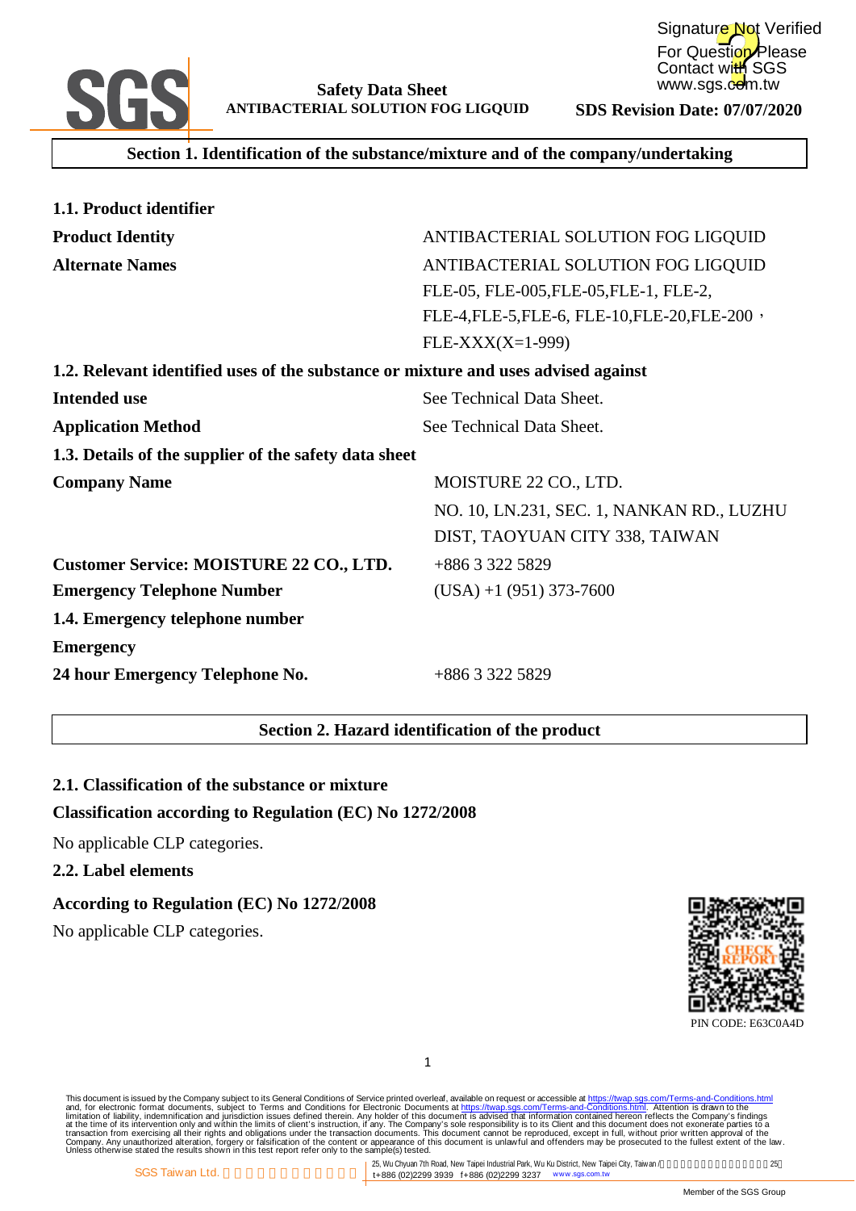## Section 1. Identification of the substance/mixture and of the company/undertaking

### 1.1. Product identifier

| | |
|---|---|
| **Product Identity** | ANTIBACTERIAL SOLUTION FOG LIGQUID |
| **Alternate Names** | ANTIBACTERIAL SOLUTION FOG LIGQUID FLE-05, FLE-005,FLE-05,FLE-1, FLE-2, FLE-4,FLE-5,FLE-6, FLE-10,FLE-20,FLE-200， FLE-XXX(X=1-999) |

### 1.2. Relevant identified uses of the substance or mixture and uses advised against

| | |
|---|---|
| **Intended use** | See Technical Data Sheet. |
| **Application Method** | See Technical Data Sheet. |

### 1.3. Details of the supplier of the safety data sheet

| | |
|---|---|
| **Company Name** | MOISTURE 22 CO., LTD. NO. 10, LN.231, SEC. 1, NANKAN RD., LUZHU DIST, TAOYUAN CITY 338, TAIWAN |
| **Customer Service: MOISTURE 22 CO., LTD.** | +886 3 322 5829 |
| **Emergency Telephone Number** | (USA) +1 (951) 373-7600 |

### 1.4. Emergency telephone number

| | |
|---|---|
| **Emergency** | |
| **24 hour Emergency Telephone No.** | +886 3 322 5829 |

## Section 2. Hazard identification of the product

### 2.1. Classification of the substance or mixture

**Classification according to Regulation (EC) No 1272/2008**

No applicable CLP categories.

### 2.2. Label elements

**According to Regulation (EC) No 1272/2008**

No applicable CLP categories.

PIN CODE: E63C0A4D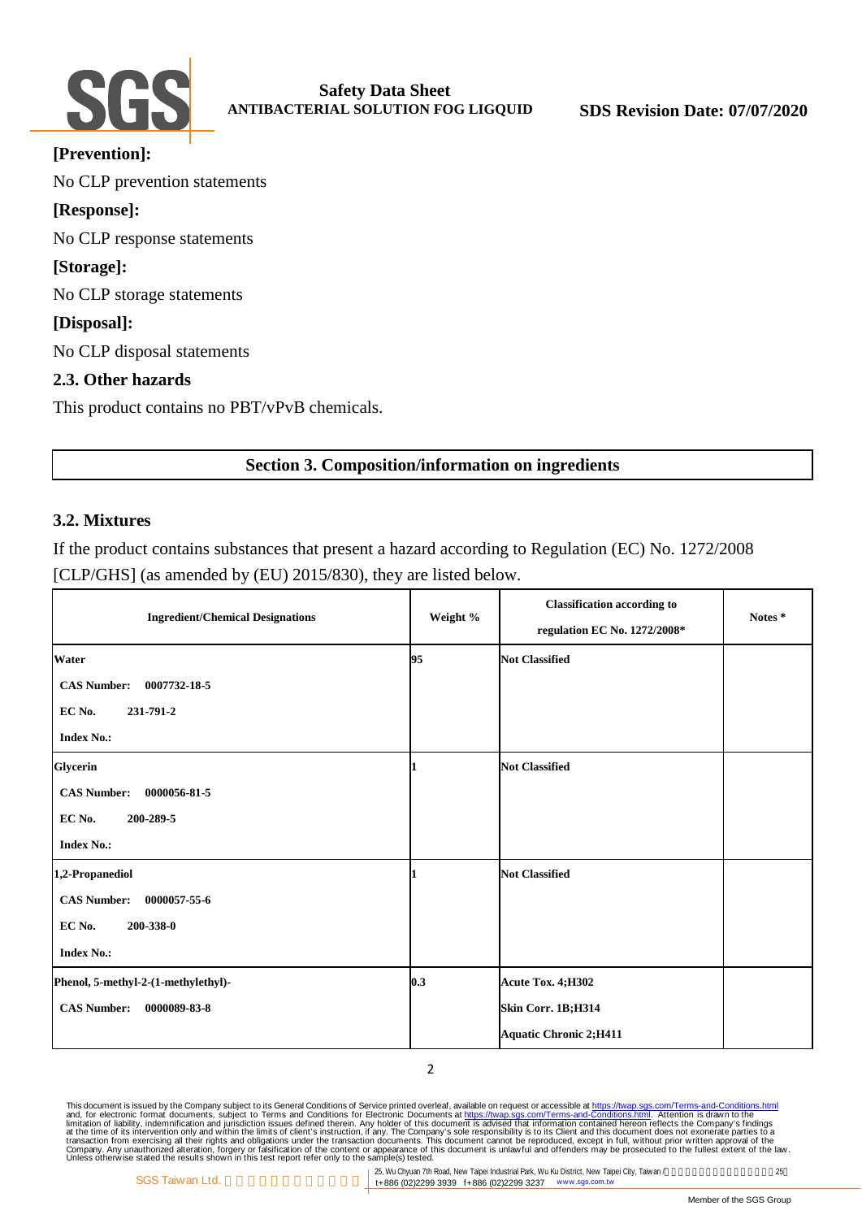**[Prevention]:**

No CLP prevention statements

**[Response]:**

No CLP response statements

**[Storage]:**

No CLP storage statements

**[Disposal]:**

No CLP disposal statements

### 2.3. Other hazards

This product contains no PBT/vPvB chemicals.

## Section 3. Composition/information on ingredients

### 3.2. Mixtures

If the product contains substances that present a hazard according to Regulation (EC) No. 1272/2008 [CLP/GHS] (as amended by (EU) 2015/830), they are listed below.

| Ingredient/Chemical Designations | Weight % | Classification according to regulation EC No. 1272/2008* | Notes * |
|---|---|---|---|
| **Water**<br>**CAS Number:** 0007732-18-5<br>**EC No.** 231-791-2<br>**Index No.:** | 95 | Not Classified | |
| **Glycerin**<br>**CAS Number:** 0000056-81-5<br>**EC No.** 200-289-5<br>**Index No.:** | 1 | Not Classified | |
| **1,2-Propanediol**<br>**CAS Number:** 0000057-55-6<br>**EC No.** 200-338-0<br>**Index No.:** | 1 | Not Classified | |
| **Phenol, 5-methyl-2-(1-methylethyl)-**<br>**CAS Number:** 0000089-83-8 | 0.3 | Acute Tox. 4;H302<br>Skin Corr. 1B;H314<br>Aquatic Chronic 2;H411 | |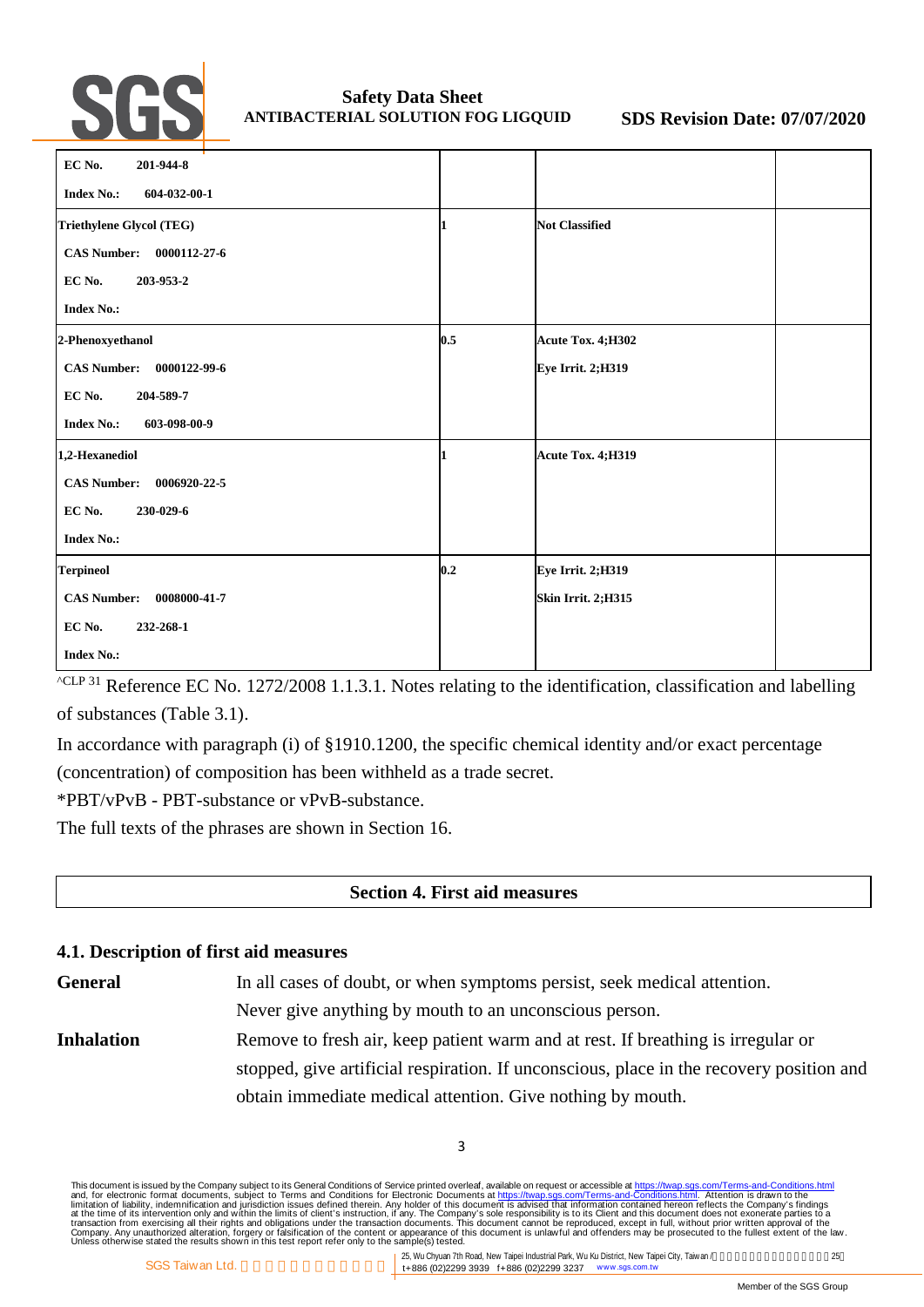| | | | |
|---|---|---|---|
| **EC No. 201-944-8**<br>**Index No.: 604-032-00-1** | | | |
| **Triethylene Glycol (TEG)**<br>**CAS Number: 0000112-27-6**<br>**EC No. 203-953-2**<br>**Index No.:** | **1** | **Not Classified** | |
| **2-Phenoxyethanol**<br>**CAS Number: 0000122-99-6**<br>**EC No. 204-589-7**<br>**Index No.: 603-098-00-9** | **0.5** | **Acute Tox. 4;H302**<br>**Eye Irrit. 2;H319** | |
| **1,2-Hexanediol**<br>**CAS Number: 0006920-22-5**<br>**EC No. 230-029-6**<br>**Index No.:** | **1** | **Acute Tox. 4;H319** | |
| **Terpineol**<br>**CAS Number: 0008000-41-7**<br>**EC No. 232-268-1**<br>**Index No.:** | **0.2** | **Eye Irrit. 2;H319**<br>**Skin Irrit. 2;H315** | |

^CLP 31 Reference EC No. 1272/2008 1.1.3.1. Notes relating to the identification, classification and labelling of substances (Table 3.1).

In accordance with paragraph (i) of §1910.1200, the specific chemical identity and/or exact percentage (concentration) of composition has been withheld as a trade secret.

*PBT/vPvB - PBT-substance or vPvB-substance.

The full texts of the phrases are shown in Section 16.

## Section 4. First aid measures

### 4.1. Description of first aid measures

**General** In all cases of doubt, or when symptoms persist, seek medical attention. Never give anything by mouth to an unconscious person.

**Inhalation** Remove to fresh air, keep patient warm and at rest. If breathing is irregular or stopped, give artificial respiration. If unconscious, place in the recovery position and obtain immediate medical attention. Give nothing by mouth.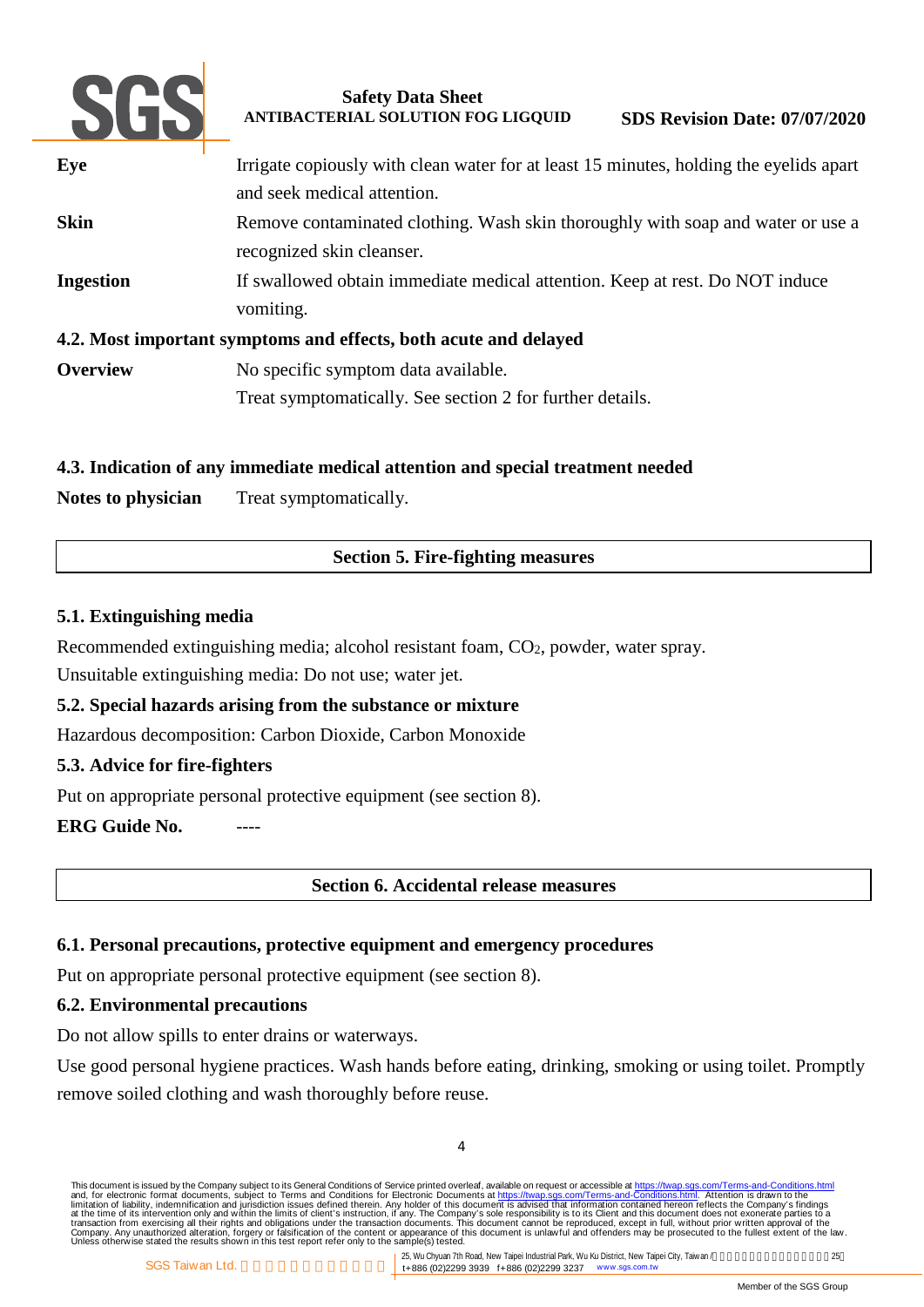| | |
|---|---|
| **Eye** | Irrigate copiously with clean water for at least 15 minutes, holding the eyelids apart and seek medical attention. |
| **Skin** | Remove contaminated clothing. Wash skin thoroughly with soap and water or use a recognized skin cleanser. |
| **Ingestion** | If swallowed obtain immediate medical attention. Keep at rest. Do NOT induce vomiting. |

**4.2. Most important symptoms and effects, both acute and delayed**

| | |
|---|---|
| **Overview** | No specific symptom data available.<br>Treat symptomatically. See section 2 for further details. |

**4.3. Indication of any immediate medical attention and special treatment needed**

**Notes to physician** Treat symptomatically.

## Section 5. Fire-fighting measures

**5.1. Extinguishing media**

Recommended extinguishing media; alcohol resistant foam, $CO_2$, powder, water spray.

Unsuitable extinguishing media: Do not use; water jet.

**5.2. Special hazards arising from the substance or mixture**

Hazardous decomposition: Carbon Dioxide, Carbon Monoxide

**5.3. Advice for fire-fighters**

Put on appropriate personal protective equipment (see section 8).

**ERG Guide No.** ----

## Section 6. Accidental release measures

**6.1. Personal precautions, protective equipment and emergency procedures**

Put on appropriate personal protective equipment (see section 8).

**6.2. Environmental precautions**

Do not allow spills to enter drains or waterways.

Use good personal hygiene practices. Wash hands before eating, drinking, smoking or using toilet. Promptly remove soiled clothing and wash thoroughly before reuse.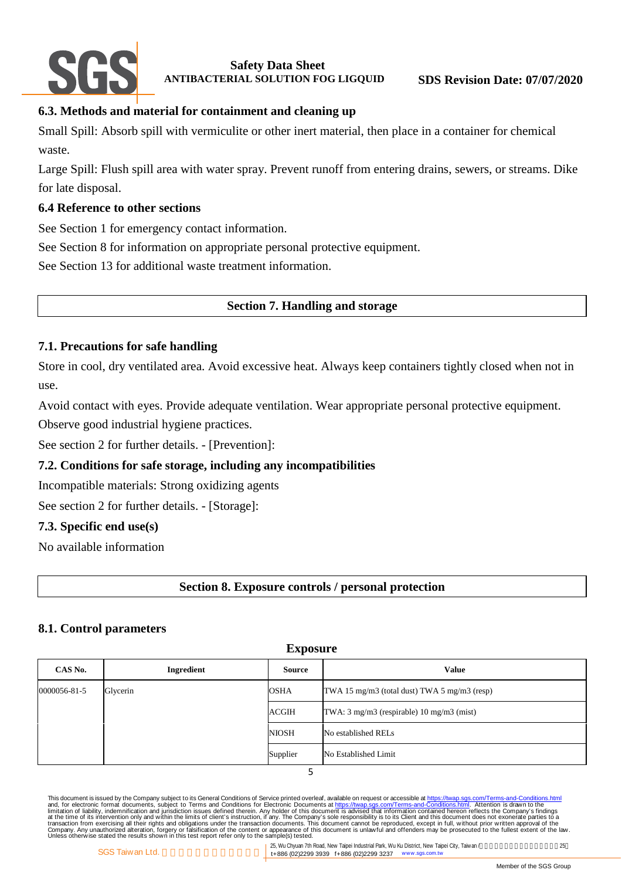### 6.3. Methods and material for containment and cleaning up

Small Spill: Absorb spill with vermiculite or other inert material, then place in a container for chemical waste.

Large Spill: Flush spill area with water spray. Prevent runoff from entering drains, sewers, or streams. Dike for late disposal.

### 6.4 Reference to other sections

See Section 1 for emergency contact information.

See Section 8 for information on appropriate personal protective equipment.

See Section 13 for additional waste treatment information.

## Section 7. Handling and storage

### 7.1. Precautions for safe handling

Store in cool, dry ventilated area. Avoid excessive heat. Always keep containers tightly closed when not in use.

Avoid contact with eyes. Provide adequate ventilation. Wear appropriate personal protective equipment. Observe good industrial hygiene practices.

See section 2 for further details. - [Prevention]:

### 7.2. Conditions for safe storage, including any incompatibilities

Incompatible materials: Strong oxidizing agents

See section 2 for further details. - [Storage]:

### 7.3. Specific end use(s)

No available information

## Section 8. Exposure controls / personal protection

### 8.1. Control parameters

**Exposure**

| CAS No. | Ingredient | Source | Value |
|---|---|---|---|
| 0000056-81-5 | Glycerin | OSHA | TWA 15 mg/m3 (total dust) TWA 5 mg/m3 (resp) |
| | | ACGIH | TWA: 3 mg/m3 (respirable) 10 mg/m3 (mist) |
| | | NIOSH | No established RELs |
| | | Supplier | No Established Limit |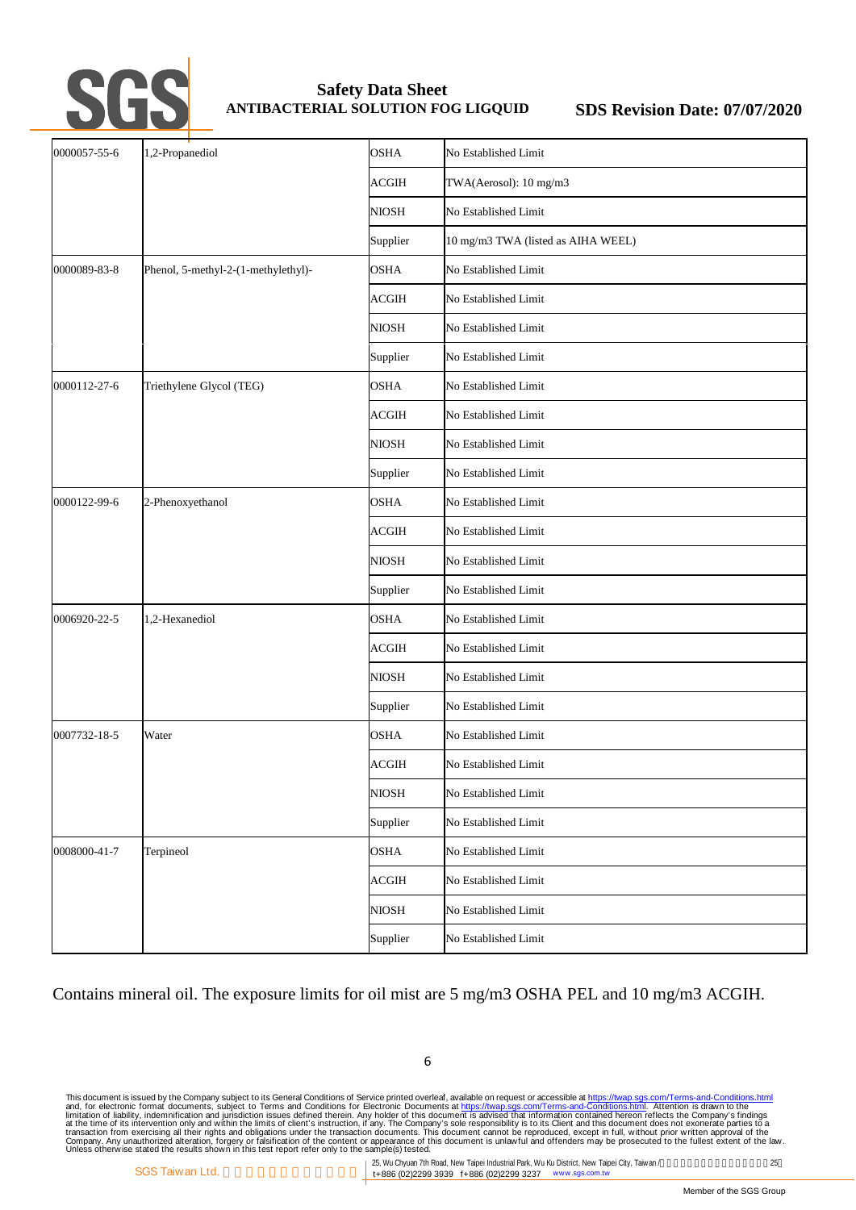| | | | |
|---|---|---|---|
| 0000057-55-6 | 1,2-Propanediol | OSHA | No Established Limit |
| | | ACGIH | TWA(Aerosol): 10 mg/m3 |
| | | NIOSH | No Established Limit |
| | | Supplier | 10 mg/m3 TWA (listed as AIHA WEEL) |
| 0000089-83-8 | Phenol, 5-methyl-2-(1-methylethyl)- | OSHA | No Established Limit |
| | | ACGIH | No Established Limit |
| | | NIOSH | No Established Limit |
| | | Supplier | No Established Limit |
| 0000112-27-6 | Triethylene Glycol (TEG) | OSHA | No Established Limit |
| | | ACGIH | No Established Limit |
| | | NIOSH | No Established Limit |
| | | Supplier | No Established Limit |
| 0000122-99-6 | 2-Phenoxyethanol | OSHA | No Established Limit |
| | | ACGIH | No Established Limit |
| | | NIOSH | No Established Limit |
| | | Supplier | No Established Limit |
| 0006920-22-5 | 1,2-Hexanediol | OSHA | No Established Limit |
| | | ACGIH | No Established Limit |
| | | NIOSH | No Established Limit |
| | | Supplier | No Established Limit |
| 0007732-18-5 | Water | OSHA | No Established Limit |
| | | ACGIH | No Established Limit |
| | | NIOSH | No Established Limit |
| | | Supplier | No Established Limit |
| 0008000-41-7 | Terpineol | OSHA | No Established Limit |
| | | ACGIH | No Established Limit |
| | | NIOSH | No Established Limit |
| | | Supplier | No Established Limit |

Contains mineral oil. The exposure limits for oil mist are 5 mg/m3 OSHA PEL and 10 mg/m3 ACGIH.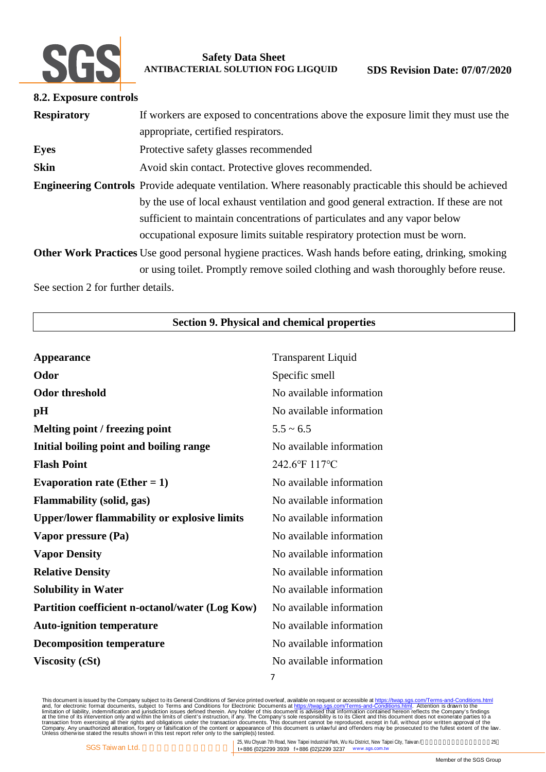### 8.2. Exposure controls

| | |
|---|---|
| **Respiratory** | If workers are exposed to concentrations above the exposure limit they must use the appropriate, certified respirators. |
| **Eyes** | Protective safety glasses recommended |
| **Skin** | Avoid skin contact. Protective gloves recommended. |
| **Engineering Controls** | Provide adequate ventilation. Where reasonably practicable this should be achieved by the use of local exhaust ventilation and good general extraction. If these are not sufficient to maintain concentrations of particulates and any vapor below occupational exposure limits suitable respiratory protection must be worn. |
| **Other Work Practices** | Use good personal hygiene practices. Wash hands before eating, drinking, smoking or using toilet. Promptly remove soiled clothing and wash thoroughly before reuse. |

See section 2 for further details.

## Section 9. Physical and chemical properties

| | |
|---|---|
| **Appearance** | Transparent Liquid |
| **Odor** | Specific smell |
| **Odor threshold** | No available information |
| **pH** | No available information |
| **Melting point / freezing point** | 5.5 ~ 6.5 |
| **Initial boiling point and boiling range** | No available information |
| **Flash Point** | 242.6℉ 117℃ |
| **Evaporation rate (Ether = 1)** | No available information |
| **Flammability (solid, gas)** | No available information |
| **Upper/lower flammability or explosive limits** | No available information |
| **Vapor pressure (Pa)** | No available information |
| **Vapor Density** | No available information |
| **Relative Density** | No available information |
| **Solubility in Water** | No available information |
| **Partition coefficient n-octanol/water (Log Kow)** | No available information |
| **Auto-ignition temperature** | No available information |
| **Decomposition temperature** | No available information |
| **Viscosity (cSt)** | No available information |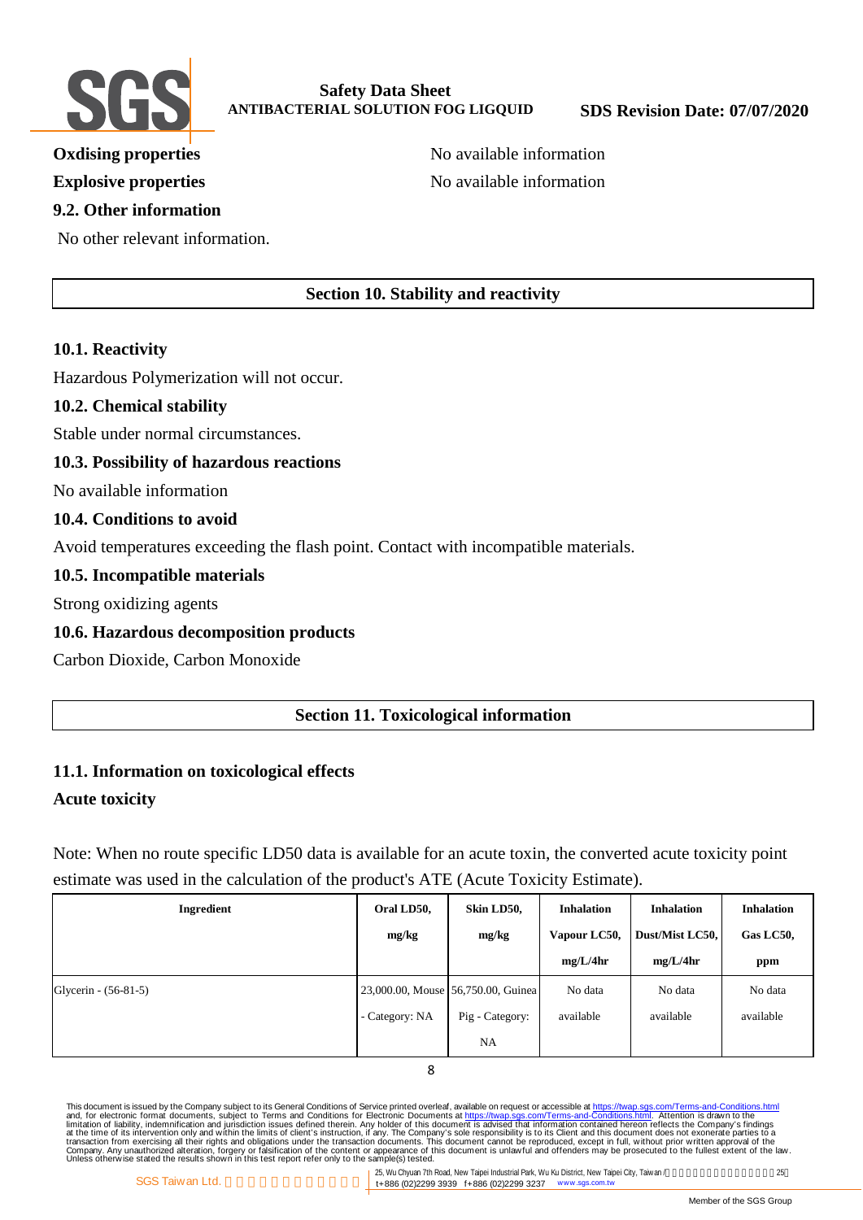**Oxdising properties** No available information

**Explosive properties** No available information

### 9.2. Other information

No other relevant information.

## Section 10. Stability and reactivity

### 10.1. Reactivity

Hazardous Polymerization will not occur.

### 10.2. Chemical stability

Stable under normal circumstances.

### 10.3. Possibility of hazardous reactions

No available information

### 10.4. Conditions to avoid

Avoid temperatures exceeding the flash point. Contact with incompatible materials.

### 10.5. Incompatible materials

Strong oxidizing agents

### 10.6. Hazardous decomposition products

Carbon Dioxide, Carbon Monoxide

## Section 11. Toxicological information

### 11.1. Information on toxicological effects

**Acute toxicity**

Note: When no route specific LD50 data is available for an acute toxin, the converted acute toxicity point estimate was used in the calculation of the product's ATE (Acute Toxicity Estimate).

| Ingredient | Oral LD50, mg/kg | Skin LD50, mg/kg | Inhalation Vapour LC50, mg/L/4hr | Inhalation Dust/Mist LC50, mg/L/4hr | Inhalation Gas LC50, ppm |
|---|---|---|---|---|---|
| Glycerin - (56-81-5) | 23,000.00, Mouse - Category: NA | 56,750.00, Guinea Pig - Category: NA | No data available | No data available | No data available |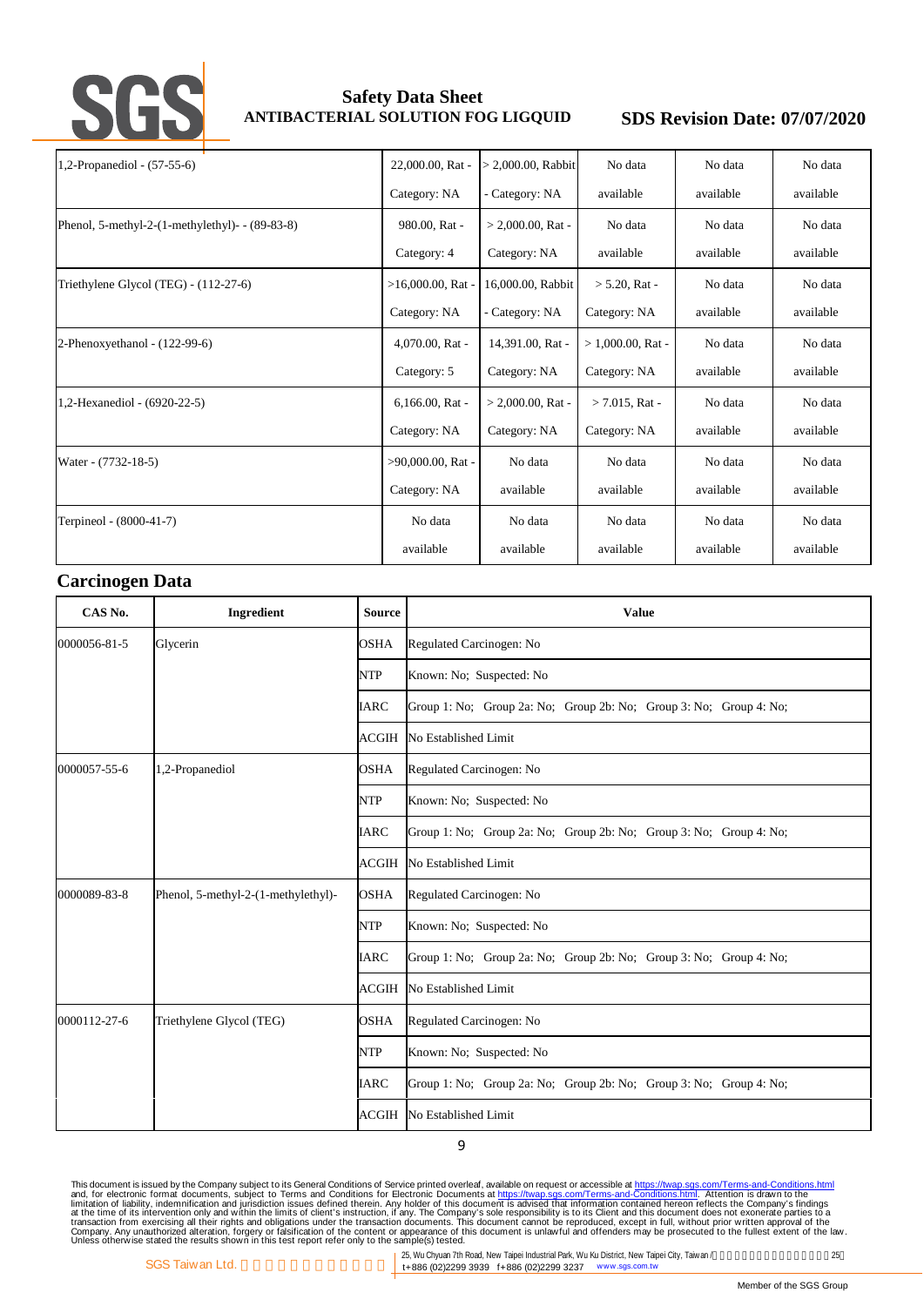| | | | | | |
|---|---|---|---|---|---|
| 1,2-Propanediol - (57-55-6) | 22,000.00, Rat - Category: NA | > 2,000.00, Rabbit - Category: NA | No data available | No data available | No data available |
| Phenol, 5-methyl-2-(1-methylethyl)- - (89-83-8) | 980.00, Rat - Category: 4 | > 2,000.00, Rat - Category: NA | No data available | No data available | No data available |
| Triethylene Glycol (TEG) - (112-27-6) | >16,000.00, Rat - Category: NA | 16,000.00, Rabbit - Category: NA | > 5.20, Rat - Category: NA | No data available | No data available |
| 2-Phenoxyethanol - (122-99-6) | 4,070.00, Rat - Category: 5 | 14,391.00, Rat - Category: NA | > 1,000.00, Rat - Category: NA | No data available | No data available |
| 1,2-Hexanediol - (6920-22-5) | 6,166.00, Rat - Category: NA | > 2,000.00, Rat - Category: NA | > 7.015, Rat - Category: NA | No data available | No data available |
| Water - (7732-18-5) | >90,000.00, Rat - Category: NA | No data available | No data available | No data available | No data available |
| Terpineol - (8000-41-7) | No data available | No data available | No data available | No data available | No data available |

## Carcinogen Data

| CAS No. | Ingredient | Source | Value |
|---|---|---|---|
| 0000056-81-5 | Glycerin | OSHA | Regulated Carcinogen: No |
| | | NTP | Known: No; Suspected: No |
| | | IARC | Group 1: No; Group 2a: No; Group 2b: No; Group 3: No; Group 4: No; |
| | | ACGIH | No Established Limit |
| 0000057-55-6 | 1,2-Propanediol | OSHA | Regulated Carcinogen: No |
| | | NTP | Known: No; Suspected: No |
| | | IARC | Group 1: No; Group 2a: No; Group 2b: No; Group 3: No; Group 4: No; |
| | | ACGIH | No Established Limit |
| 0000089-83-8 | Phenol, 5-methyl-2-(1-methylethyl)- | OSHA | Regulated Carcinogen: No |
| | | NTP | Known: No; Suspected: No |
| | | IARC | Group 1: No; Group 2a: No; Group 2b: No; Group 3: No; Group 4: No; |
| | | ACGIH | No Established Limit |
| 0000112-27-6 | Triethylene Glycol (TEG) | OSHA | Regulated Carcinogen: No |
| | | NTP | Known: No; Suspected: No |
| | | IARC | Group 1: No; Group 2a: No; Group 2b: No; Group 3: No; Group 4: No; |
| | | ACGIH | No Established Limit |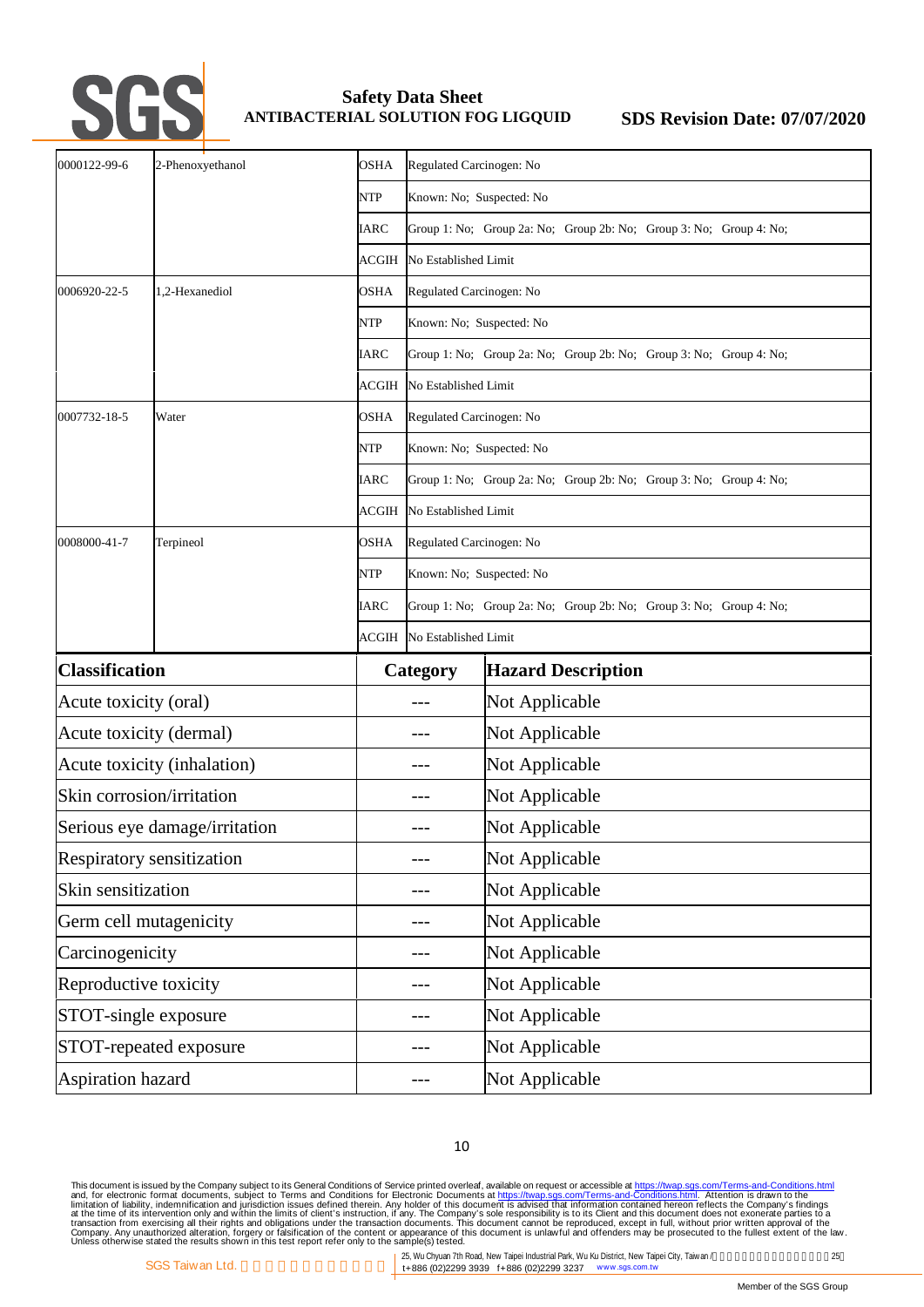| | | | |
|---|---|---|---|
| 0000122-99-6 | 2-Phenoxyethanol | OSHA | Regulated Carcinogen: No |
| | | NTP | Known: No; Suspected: No |
| | | IARC | Group 1: No; Group 2a: No; Group 2b: No; Group 3: No; Group 4: No; |
| | | ACGIH | No Established Limit |
| 0006920-22-5 | 1,2-Hexanediol | OSHA | Regulated Carcinogen: No |
| | | NTP | Known: No; Suspected: No |
| | | IARC | Group 1: No; Group 2a: No; Group 2b: No; Group 3: No; Group 4: No; |
| | | ACGIH | No Established Limit |
| 0007732-18-5 | Water | OSHA | Regulated Carcinogen: No |
| | | NTP | Known: No; Suspected: No |
| | | IARC | Group 1: No; Group 2a: No; Group 2b: No; Group 3: No; Group 4: No; |
| | | ACGIH | No Established Limit |
| 0008000-41-7 | Terpineol | OSHA | Regulated Carcinogen: No |
| | | NTP | Known: No; Suspected: No |
| | | IARC | Group 1: No; Group 2a: No; Group 2b: No; Group 3: No; Group 4: No; |
| | | ACGIH | No Established Limit |

| Classification | Category | Hazard Description |
|---|---|---|
| Acute toxicity (oral) | --- | Not Applicable |
| Acute toxicity (dermal) | --- | Not Applicable |
| Acute toxicity (inhalation) | --- | Not Applicable |
| Skin corrosion/irritation | --- | Not Applicable |
| Serious eye damage/irritation | --- | Not Applicable |
| Respiratory sensitization | --- | Not Applicable |
| Skin sensitization | --- | Not Applicable |
| Germ cell mutagenicity | --- | Not Applicable |
| Carcinogenicity | --- | Not Applicable |
| Reproductive toxicity | --- | Not Applicable |
| STOT-single exposure | --- | Not Applicable |
| STOT-repeated exposure | --- | Not Applicable |
| Aspiration hazard | --- | Not Applicable |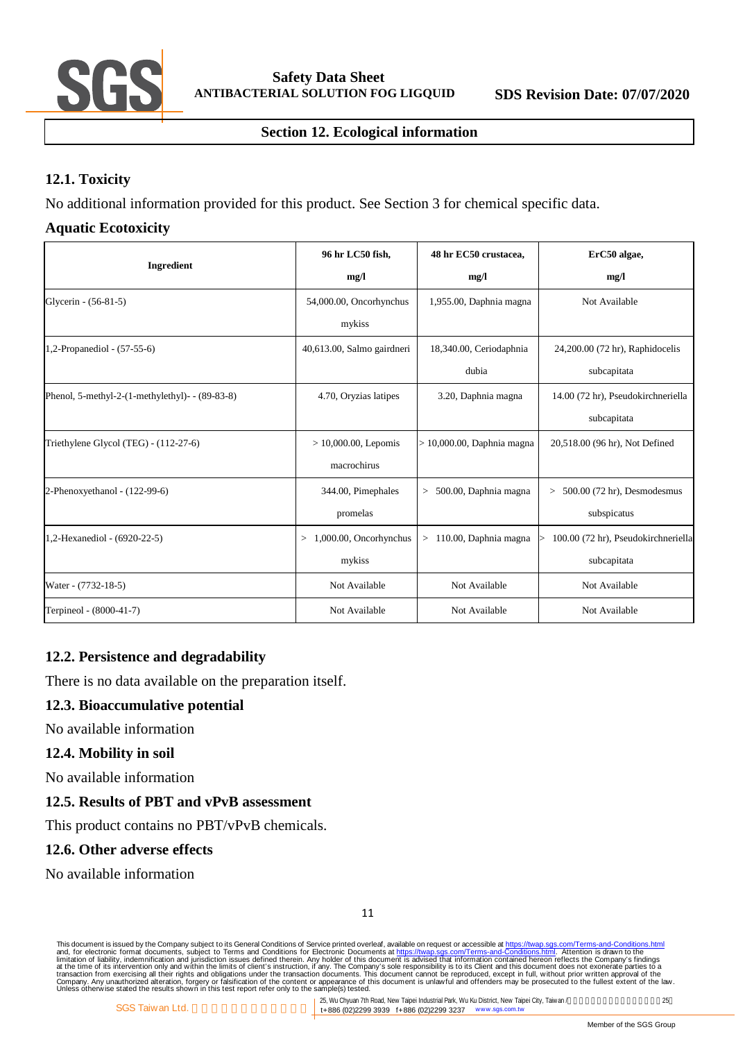## Section 12. Ecological information

### 12.1. Toxicity

No additional information provided for this product. See Section 3 for chemical specific data.

### Aquatic Ecotoxicity

| Ingredient | 96 hr LC50 fish, mg/l | 48 hr EC50 crustacea, mg/l | ErC50 algae, mg/l |
|---|---|---|---|
| Glycerin - (56-81-5) | 54,000.00, Oncorhynchus mykiss | 1,955.00, Daphnia magna | Not Available |
| 1,2-Propanediol - (57-55-6) | 40,613.00, Salmo gairdneri | 18,340.00, Ceriodaphnia dubia | 24,200.00 (72 hr), Raphidocelis subcapitata |
| Phenol, 5-methyl-2-(1-methylethyl)- - (89-83-8) | 4.70, Oryzias latipes | 3.20, Daphnia magna | 14.00 (72 hr), Pseudokirchneriella subcapitata |
| Triethylene Glycol (TEG) - (112-27-6) | > 10,000.00, Lepomis macrochirus | > 10,000.00, Daphnia magna | 20,518.00 (96 hr), Not Defined |
| 2-Phenoxyethanol - (122-99-6) | 344.00, Pimephales promelas | > 500.00, Daphnia magna | > 500.00 (72 hr), Desmodesmus subspicatus |
| 1,2-Hexanediol - (6920-22-5) | > 1,000.00, Oncorhynchus mykiss | > 110.00, Daphnia magna | > 100.00 (72 hr), Pseudokirchneriella subcapitata |
| Water - (7732-18-5) | Not Available | Not Available | Not Available |
| Terpineol - (8000-41-7) | Not Available | Not Available | Not Available |

### 12.2. Persistence and degradability

There is no data available on the preparation itself.

### 12.3. Bioaccumulative potential

No available information

### 12.4. Mobility in soil

No available information

### 12.5. Results of PBT and vPvB assessment

This product contains no PBT/vPvB chemicals.

### 12.6. Other adverse effects

No available information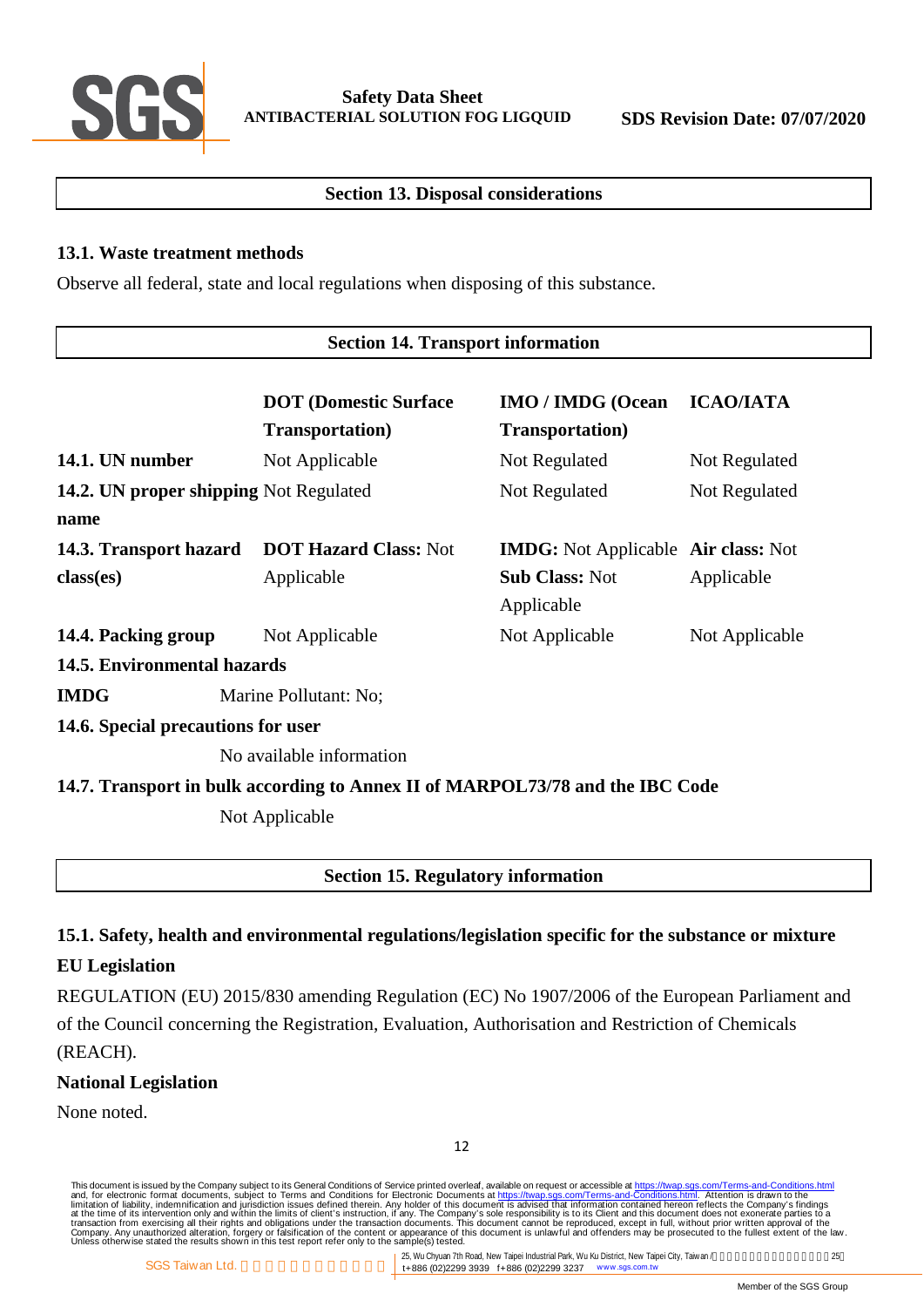## Section 13. Disposal considerations

### 13.1. Waste treatment methods

Observe all federal, state and local regulations when disposing of this substance.

## Section 14. Transport information

| | DOT (Domestic Surface Transportation) | IMO / IMDG (Ocean Transportation) | ICAO/IATA |
|---|---|---|---|
| **14.1. UN number** | Not Applicable | Not Regulated | Not Regulated |
| **14.2. UN proper shipping name** | Not Regulated | Not Regulated | Not Regulated |
| **14.3. Transport hazard class(es)** | **DOT Hazard Class:** Not Applicable | **IMDG:** Not Applicable **Sub Class:** Not Applicable | **Air class:** Not Applicable |
| **14.4. Packing group** | Not Applicable | Not Applicable | Not Applicable |

**14.5. Environmental hazards**

**IMDG** Marine Pollutant: No;

**14.6. Special precautions for user**

No available information

**14.7. Transport in bulk according to Annex II of MARPOL73/78 and the IBC Code**

Not Applicable

## Section 15. Regulatory information

### 15.1. Safety, health and environmental regulations/legislation specific for the substance or mixture

**EU Legislation**

REGULATION (EU) 2015/830 amending Regulation (EC) No 1907/2006 of the European Parliament and of the Council concerning the Registration, Evaluation, Authorisation and Restriction of Chemicals (REACH).

**National Legislation**

None noted.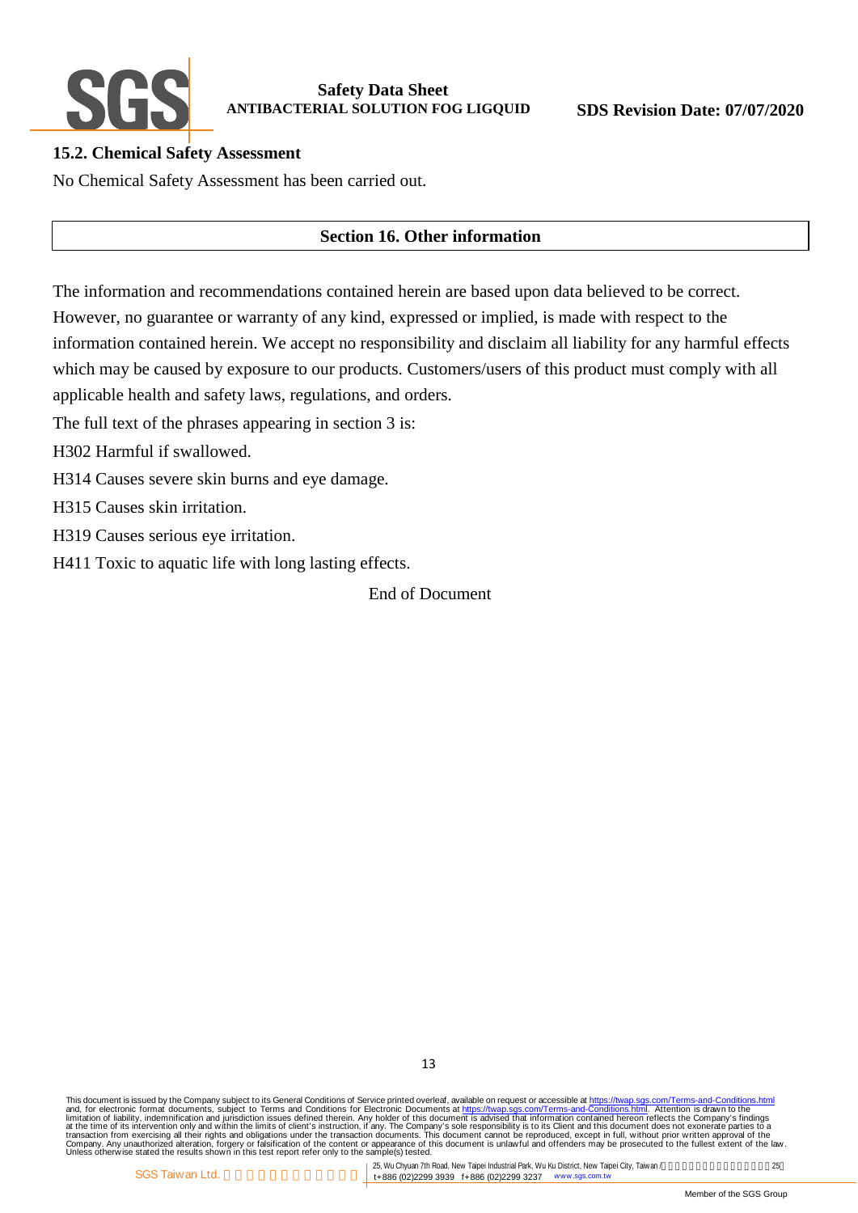### 15.2. Chemical Safety Assessment

No Chemical Safety Assessment has been carried out.

## Section 16. Other information

The information and recommendations contained herein are based upon data believed to be correct. However, no guarantee or warranty of any kind, expressed or implied, is made with respect to the information contained herein. We accept no responsibility and disclaim all liability for any harmful effects which may be caused by exposure to our products. Customers/users of this product must comply with all applicable health and safety laws, regulations, and orders.

The full text of the phrases appearing in section 3 is:

H302 Harmful if swallowed.

H314 Causes severe skin burns and eye damage.

H315 Causes skin irritation.

H319 Causes serious eye irritation.

H411 Toxic to aquatic life with long lasting effects.

End of Document